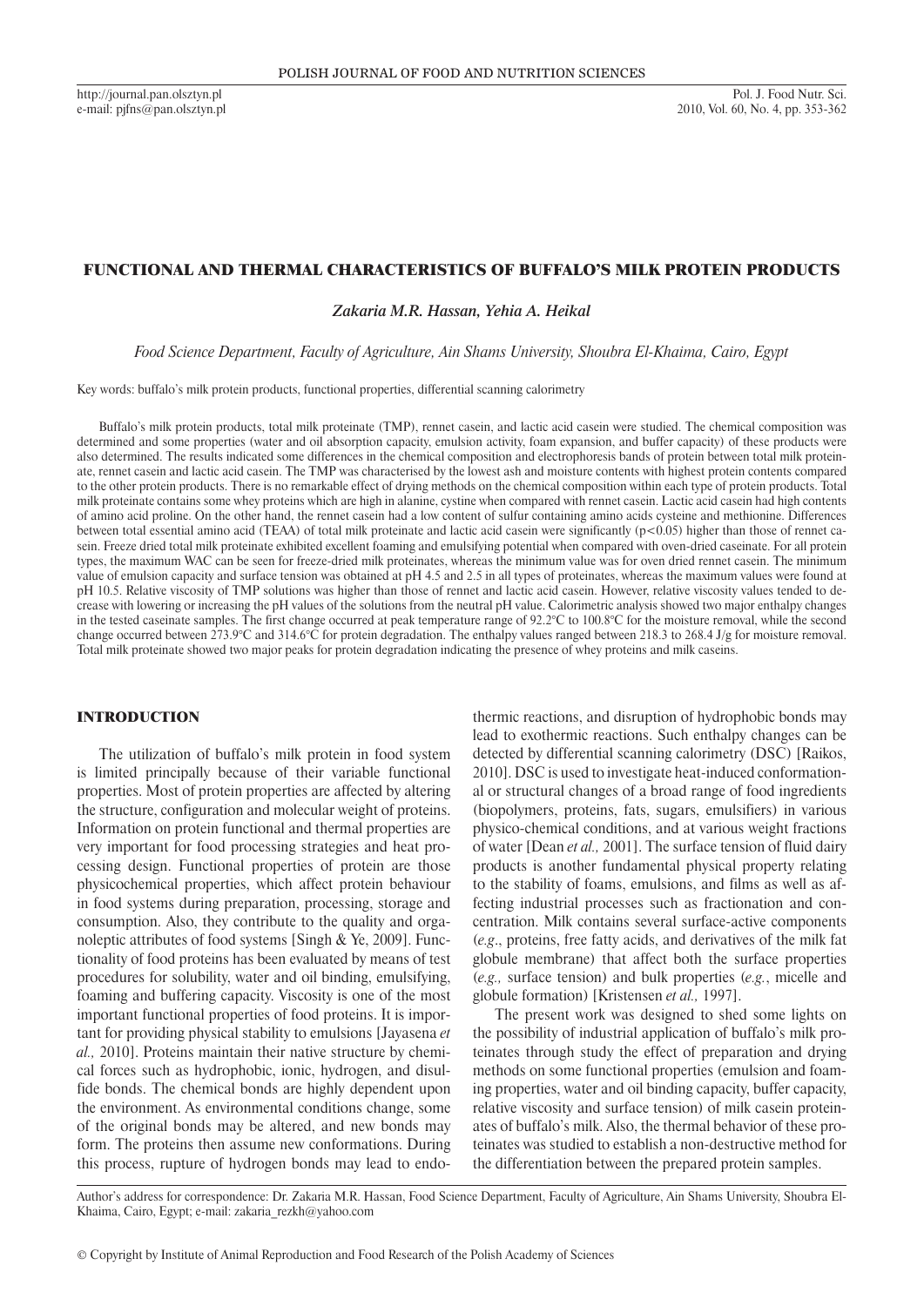# FUNCTIONAL AND THERMAL CHARACTERISTICS OF BUFFALO'S MILK PROTEIN PRODUCTS

***Zakaria M.R. Hassan, Yehia A. Heikal***

*Food Science Department, Faculty of Agriculture, Ain Shams University, Shoubra El-Khaima, Cairo, Egypt*

Key words: buffalo's milk protein products, functional properties, differential scanning calorimetry

Buffalo's milk protein products, total milk proteinate (TMP), rennet casein, and lactic acid casein were studied. The chemical composition was determined and some properties (water and oil absorption capacity, emulsion activity, foam expansion, and buffer capacity) of these products were also determined. The results indicated some differences in the chemical composition and electrophoresis bands of protein between total milk proteinate, rennet casein and lactic acid casein. The TMP was characterised by the lowest ash and moisture contents with highest protein contents compared to the other protein products. There is no remarkable effect of drying methods on the chemical composition within each type of protein products. Total milk proteinate contains some whey proteins which are high in alanine, cystine when compared with rennet casein. Lactic acid casein had high contents of amino acid proline. On the other hand, the rennet casein had a low content of sulfur containing amino acids cysteine and methionine. Differences between total essential amino acid (TEAA) of total milk proteinate and lactic acid casein were significantly ($p<0.05$) higher than those of rennet casein. Freeze dried total milk proteinate exhibited excellent foaming and emulsifying potential when compared with oven-dried caseinate. For all protein types, the maximum WAC can be seen for freeze-dried milk proteinates, whereas the minimum value was for oven dried rennet casein. The minimum value of emulsion capacity and surface tension was obtained at pH 4.5 and 2.5 in all types of proteinates, whereas the maximum values were found at pH 10.5. Relative viscosity of TMP solutions was higher than those of rennet and lactic acid casein. However, relative viscosity values tended to decrease with lowering or increasing the pH values of the solutions from the neutral pH value. Calorimetric analysis showed two major enthalpy changes in the tested caseinate samples. The first change occurred at peak temperature range of 92.2°C to 100.8°C for the moisture removal, while the second change occurred between 273.9°C and 314.6°C for protein degradation. The enthalpy values ranged between 218.3 to 268.4 J/g for moisture removal. Total milk proteinate showed two major peaks for protein degradation indicating the presence of whey proteins and milk caseins.

## INTRODUCTION

The utilization of buffalo's milk protein in food system is limited principally because of their variable functional properties. Most of protein properties are affected by altering the structure, configuration and molecular weight of proteins. Information on protein functional and thermal properties are very important for food processing strategies and heat processing design. Functional properties of protein are those physicochemical properties, which affect protein behaviour in food systems during preparation, processing, storage and consumption. Also, they contribute to the quality and organoleptic attributes of food systems [Singh & Ye, 2009]. Functionality of food proteins has been evaluated by means of test procedures for solubility, water and oil binding, emulsifying, foaming and buffering capacity. Viscosity is one of the most important functional properties of food proteins. It is important for providing physical stability to emulsions [Jayasena *et al.,* 2010]. Proteins maintain their native structure by chemical forces such as hydrophobic, ionic, hydrogen, and disulfide bonds. The chemical bonds are highly dependent upon the environment. As environmental conditions change, some of the original bonds may be altered, and new bonds may form. The proteins then assume new conformations. During this process, rupture of hydrogen bonds may lead to endothermic reactions, and disruption of hydrophobic bonds may lead to exothermic reactions. Such enthalpy changes can be detected by differential scanning calorimetry (DSC) [Raikos, 2010]. DSC is used to investigate heat-induced conformational or structural changes of a broad range of food ingredients (biopolymers, proteins, fats, sugars, emulsifiers) in various physico-chemical conditions, and at various weight fractions of water [Dean *et al.,* 2001]. The surface tension of fluid dairy products is another fundamental physical property relating to the stability of foams, emulsions, and films as well as affecting industrial processes such as fractionation and concentration. Milk contains several surface-active components (*e.g*., proteins, free fatty acids, and derivatives of the milk fat globule membrane) that affect both the surface properties (*e.g.,* surface tension) and bulk properties (*e.g.*, micelle and globule formation) [Kristensen *et al.,* 1997].

The present work was designed to shed some lights on the possibility of industrial application of buffalo's milk proteinates through study the effect of preparation and drying methods on some functional properties (emulsion and foaming properties, water and oil binding capacity, buffer capacity, relative viscosity and surface tension) of milk casein proteinates of buffalo's milk. Also, the thermal behavior of these proteinates was studied to establish a non-destructive method for the differentiation between the prepared protein samples.

Author's address for correspondence: Dr. Zakaria M.R. Hassan, Food Science Department, Faculty of Agriculture, Ain Shams University, Shoubra El-Khaima, Cairo, Egypt; e-mail: zakaria_rezkh@yahoo.com

© Copyright by Institute of Animal Reproduction and Food Research of the Polish Academy of Sciences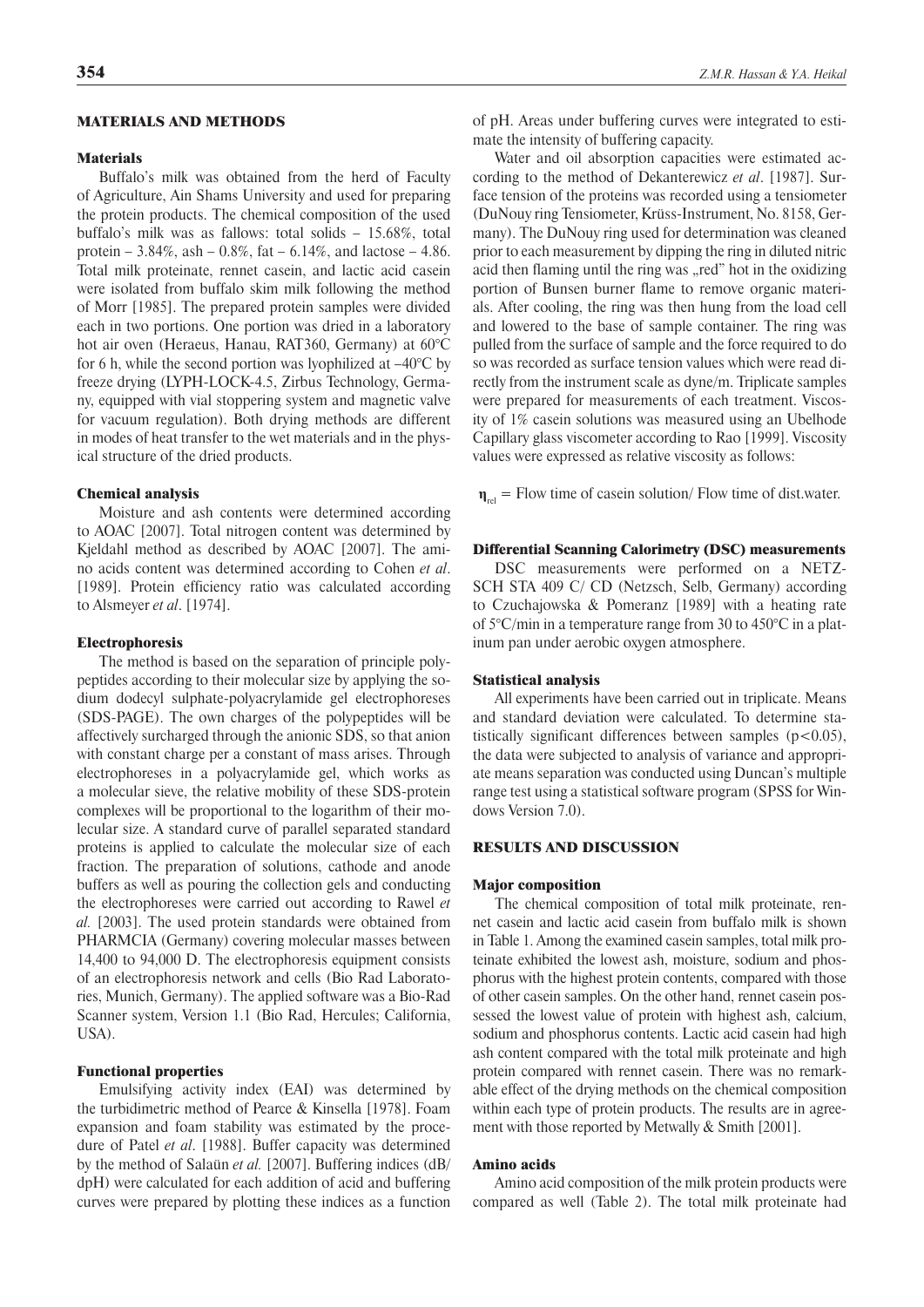## MATERIALS AND METHODS

### Materials

Buffalo's milk was obtained from the herd of Faculty of Agriculture, Ain Shams University and used for preparing the protein products. The chemical composition of the used buffalo's milk was as fallows: total solids – 15.68%, total protein – 3.84%, ash – 0.8%, fat – 6.14%, and lactose – 4.86. Total milk proteinate, rennet casein, and lactic acid casein were isolated from buffalo skim milk following the method of Morr [1985]. The prepared protein samples were divided each in two portions. One portion was dried in a laboratory hot air oven (Heraeus, Hanau, RAT360, Germany) at 60°C for 6 h, while the second portion was lyophilized at –40°C by freeze drying (LYPH-LOCK-4.5, Zirbus Technology, Germany, equipped with vial stoppering system and magnetic valve for vacuum regulation). Both drying methods are different in modes of heat transfer to the wet materials and in the physical structure of the dried products.

### Chemical analysis

Moisture and ash contents were determined according to AOAC [2007]. Total nitrogen content was determined by Kjeldahl method as described by AOAC [2007]. The amino acids content was determined according to Cohen *et al*. [1989]. Protein efficiency ratio was calculated according to Alsmeyer *et al*. [1974].

### Electrophoresis

The method is based on the separation of principle polypeptides according to their molecular size by applying the sodium dodecyl sulphate-polyacrylamide gel electrophoreses (SDS-PAGE). The own charges of the polypeptides will be affectively surcharged through the anionic SDS, so that anion with constant charge per a constant of mass arises. Through electrophoreses in a polyacrylamide gel, which works as a molecular sieve, the relative mobility of these SDS-protein complexes will be proportional to the logarithm of their molecular size. A standard curve of parallel separated standard proteins is applied to calculate the molecular size of each fraction. The preparation of solutions, cathode and anode buffers as well as pouring the collection gels and conducting the electrophoreses were carried out according to Rawel *et al.* [2003]. The used protein standards were obtained from PHARMCIA (Germany) covering molecular masses between 14,400 to 94,000 D. The electrophoresis equipment consists of an electrophoresis network and cells (Bio Rad Laboratories, Munich, Germany). The applied software was a Bio-Rad Scanner system, Version 1.1 (Bio Rad, Hercules; California, USA).

### Functional properties

Emulsifying activity index (EAI) was determined by the turbidimetric method of Pearce & Kinsella [1978]. Foam expansion and foam stability was estimated by the procedure of Patel *et al*. [1988]. Buffer capacity was determined by the method of Salaün *et al.* [2007]. Buffering indices (dB/dpH) were calculated for each addition of acid and buffering curves were prepared by plotting these indices as a function of pH. Areas under buffering curves were integrated to estimate the intensity of buffering capacity.

Water and oil absorption capacities were estimated according to the method of Dekanterewicz *et al*. [1987]. Surface tension of the proteins was recorded using a tensiometer (DuNouy ring Tensiometer, Krüss-Instrument, No. 8158, Germany). The DuNouy ring used for determination was cleaned prior to each measurement by dipping the ring in diluted nitric acid then flaming until the ring was „red" hot in the oxidizing portion of Bunsen burner flame to remove organic materials. After cooling, the ring was then hung from the load cell and lowered to the base of sample container. The ring was pulled from the surface of sample and the force required to do so was recorded as surface tension values which were read directly from the instrument scale as dyne/m. Triplicate samples were prepared for measurements of each treatment. Viscosity of 1% casein solutions was measured using an Ubelhode Capillary glass viscometer according to Rao [1999]. Viscosity values were expressed as relative viscosity as follows:

$$\eta_{rel} = \text{Flow time of casein solution/ Flow time of dist.water.}$$

### Differential Scanning Calorimetry (DSC) measurements

DSC measurements were performed on a NETZSCH STA 409 C/ CD (Netzsch, Selb, Germany) according to Czuchajowska & Pomeranz [1989] with a heating rate of 5°C/min in a temperature range from 30 to 450°C in a platinum pan under aerobic oxygen atmosphere.

### Statistical analysis

All experiments have been carried out in triplicate. Means and standard deviation were calculated. To determine statistically significant differences between samples ($p<0.05$), the data were subjected to analysis of variance and appropriate means separation was conducted using Duncan's multiple range test using a statistical software program (SPSS for Windows Version 7.0).

## RESULTS AND DISCUSSION

### Major composition

The chemical composition of total milk proteinate, rennet casein and lactic acid casein from buffalo milk is shown in Table 1. Among the examined casein samples, total milk proteinate exhibited the lowest ash, moisture, sodium and phosphorus with the highest protein contents, compared with those of other casein samples. On the other hand, rennet casein possessed the lowest value of protein with highest ash, calcium, sodium and phosphorus contents. Lactic acid casein had high ash content compared with the total milk proteinate and high protein compared with rennet casein. There was no remarkable effect of the drying methods on the chemical composition within each type of protein products. The results are in agreement with those reported by Metwally & Smith [2001].

### Amino acids

Amino acid composition of the milk protein products were compared as well (Table 2). The total milk proteinate had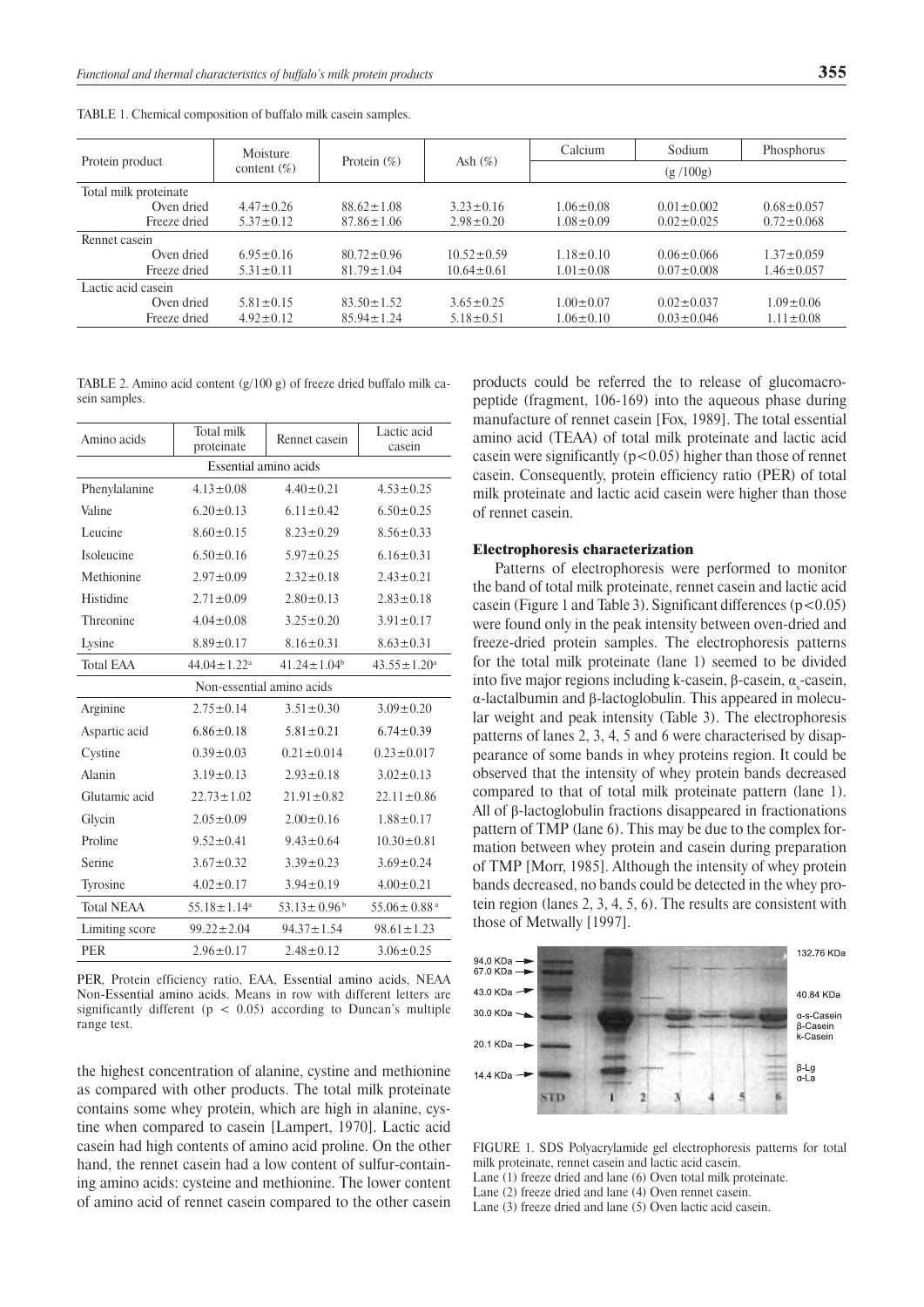TABLE 1. Chemical composition of buffalo milk casein samples.

| Protein product | Moisture content (%) | Protein (%) | Ash (%) | Calcium | Sodium | Phosphorus |
|---|---|---|---|---|---|---|
| | | | | (g /100g) | | |
| Total milk proteinate | | | | | | |
| Oven dried | 4.47±0.26 | 88.62±1.08 | 3.23±0.16 | 1.06±0.08 | 0.01±0.002 | 0.68±0.057 |
| Freeze dried | 5.37±0.12 | 87.86±1.06 | 2.98±0.20 | 1.08±0.09 | 0.02±0.025 | 0.72±0.068 |
| Rennet casein | | | | | | |
| Oven dried | 6.95±0.16 | 80.72±0.96 | 10.52±0.59 | 1.18±0.10 | 0.06±0.066 | 1.37±0.059 |
| Freeze dried | 5.31±0.11 | 81.79±1.04 | 10.64±0.61 | 1.01±0.08 | 0.07±0.008 | 1.46±0.057 |
| Lactic acid casein | | | | | | |
| Oven dried | 5.81±0.15 | 83.50±1.52 | 3.65±0.25 | 1.00±0.07 | 0.02±0.037 | 1.09±0.06 |
| Freeze dried | 4.92±0.12 | 85.94±1.24 | 5.18±0.51 | 1.06±0.10 | 0.03±0.046 | 1.11±0.08 |

TABLE 2. Amino acid content (g/100 g) of freeze dried buffalo milk casein samples.

| Amino acids | Total milk proteinate | Rennet casein | Lactic acid casein |
|---|---|---|---|
| Essential amino acids | | | |
| Phenylalanine | 4.13±0.08 | 4.40±0.21 | 4.53±0.25 |
| Valine | 6.20±0.13 | 6.11±0.42 | 6.50±0.25 |
| Leucine | 8.60±0.15 | 8.23±0.29 | 8.56±0.33 |
| Isoleucine | 6.50±0.16 | 5.97±0.25 | 6.16±0.31 |
| Methionine | 2.97±0.09 | 2.32±0.18 | 2.43±0.21 |
| Histidine | 2.71±0.09 | 2.80±0.13 | 2.83±0.18 |
| Threonine | 4.04±0.08 | 3.25±0.20 | 3.91±0.17 |
| Lysine | 8.89±0.17 | 8.16±0.31 | 8.63±0.31 |
| Total EAA | 44.04±1.22[a] | 41.24±1.04[b] | 43.55±1.20[a] |
| Non-essential amino acids | | | |
| Arginine | 2.75±0.14 | 3.51±0.30 | 3.09±0.20 |
| Aspartic acid | 6.86±0.18 | 5.81±0.21 | 6.74±0.39 |
| Cystine | 0.39±0.03 | 0.21±0.014 | 0.23±0.017 |
| Alanin | 3.19±0.13 | 2.93±0.18 | 3.02±0.13 |
| Glutamic acid | 22.73±1.02 | 21.91±0.82 | 22.11±0.86 |
| Glycin | 2.05±0.09 | 2.00±0.16 | 1.88±0.17 |
| Proline | 9.52±0.41 | 9.43±0.64 | 10.30±0.81 |
| Serine | 3.67±0.32 | 3.39±0.23 | 3.69±0.24 |
| Tyrosine | 4.02±0.17 | 3.94±0.19 | 4.00±0.21 |
| Total NEAA | 55.18±1.14[a] | 53.13±0.96[b] | 55.06±0.88[a] |
| Limiting score | 99.22±2.04 | 94.37±1.54 | 98.61±1.23 |
| PER | 2.96±0.17 | 2.48±0.12 | 3.06±0.25 |

PER, Protein efficiency ratio, EAA, Essential amino acids, NEAA Non-Essential amino acids. Means in row with different letters are significantly different ($p < 0.05$) according to Duncan's multiple range test.

the highest concentration of alanine, cystine and methionine as compared with other products. The total milk proteinate contains some whey protein, which are high in alanine, cystine when compared to casein [Lampert, 1970]. Lactic acid casein had high contents of amino acid proline. On the other hand, the rennet casein had a low content of sulfur-containing amino acids: cysteine and methionine. The lower content of amino acid of rennet casein compared to the other casein products could be referred the to release of glucomacropeptide (fragment, 106-169) into the aqueous phase during manufacture of rennet casein [Fox, 1989]. The total essential amino acid (TEAA) of total milk proteinate and lactic acid casein were significantly ($p<0.05$) higher than those of rennet casein. Consequently, protein efficiency ratio (PER) of total milk proteinate and lactic acid casein were higher than those of rennet casein.

### Electrophoresis characterization

Patterns of electrophoresis were performed to monitor the band of total milk proteinate, rennet casein and lactic acid casein (Figure 1 and Table 3). Significant differences ($p<0.05$) were found only in the peak intensity between oven-dried and freeze-dried protein samples. The electrophoresis patterns for the total milk proteinate (lane 1) seemed to be divided into five major regions including k-casein, β-casein, $\alpha_s$-casein, α-lactalbumin and β-lactoglobulin. This appeared in molecular weight and peak intensity (Table 3). The electrophoresis patterns of lanes 2, 3, 4, 5 and 6 were characterised by disappearance of some bands in whey proteins region. It could be observed that the intensity of whey protein bands decreased compared to that of total milk proteinate pattern (lane 1). All of β-lactoglobulin fractions disappeared in fractionations pattern of TMP (lane 6). This may be due to the complex formation between whey protein and casein during preparation of TMP [Morr, 1985]. Although the intensity of whey protein bands decreased, no bands could be detected in the whey protein region (lanes 2, 3, 4, 5, 6). The results are consistent with those of Metwally [1997].

FIGURE 1. SDS Polyacrylamide gel electrophoresis patterns for total milk proteinate, rennet casein and lactic acid casein.
Lane (1) freeze dried and lane (6) Oven total milk proteinate.
Lane (2) freeze dried and lane (4) Oven rennet casein.
Lane (3) freeze dried and lane (5) Oven lactic acid casein.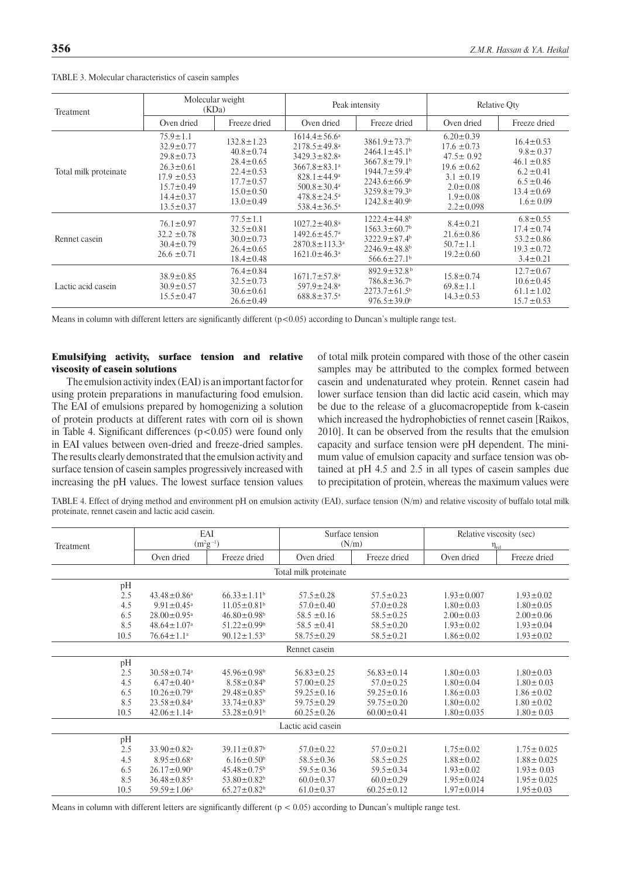TABLE 3. Molecular characteristics of casein samples

| Treatment | Molecular weight (KDa) | | Peak intensity | | Relative Qty | |
|---|---|---|---|---|---|---|
| | Oven dried | Freeze dried | Oven dried | Freeze dried | Oven dried | Freeze dried |
| Total milk proteinate | 75.9±1.1<br>32.9±0.77<br>29.8±0.73<br>26.3±0.61<br>17.9 ±0.53<br>15.7±0.49<br>14.4±0.37<br>13.5±0.37 | 132.8±1.23<br>40.8±0.74<br>28.4±0.65<br>22.4±0.53<br>17.7±0.57<br>15.0±0.50<br>13.0±0.49 | 1614.4±56.6[a]<br>2178.5±49.8[a]<br>3429.3±82.8[a]<br>3667.8±83.1[a]<br>828.1±44.9[a]<br>500.8±30.4[a]<br>478.8±24.5[a]<br>538.4±36.5[a] | 3861.9±73.7[b]<br>2464.1±45.1[b]<br>3667.8±79.1[b]<br>1944.7±59.4[b]<br>2243.6±66.9[b]<br>3259.8±79.3[b]<br>1242.8±40.9[b] | 6.20±0.39<br>17.6 ±0.73<br>47.5± 0.92<br>19.6 ±0.62<br>3.1 ±0.19<br>2.0±0.08<br>1.9±0.08<br>2.2±0.098 | 16.4±0.53<br>9.8± 0.37<br>46.1 ±0.85<br>6.2 ±0.41<br>6.5 ±0.46<br>13.4 ±0.69<br>1.6± 0.09 |
| Rennet casein | 76.1±0.97<br>32.2 ±0.78<br>30.4±0.79<br>26.6 ±0.71 | 77.5±1.1<br>32.5±0.81<br>30.0±0.73<br>26.4±0.65<br>18.4±0.48 | 1027.2±40.8[a]<br>1492.6±45.7[a]<br>2870.8±113.3[a]<br>1621.0±46.3[a] | 1222.4±44.8[b]<br>1563.3±60.7[b]<br>3222.9±87.4[b]<br>2246.9±48.8[b]<br>566.6±27.1[b] | 8.4±0.21<br>21.6±0.86<br>50.7±1.1<br>19.2±0.60 | 6.8±0.55<br>17.4±0.74<br>53.2±0.86<br>19.3 ±0.72<br>3.4±0.21 |
| Lactic acid casein | 38.9±0.85<br>30.9±0.57<br>15.5±0.47 | 76.4±0.84<br>32.5±0.73<br>30.6±0.61<br>26.6±0.49 | 1671.7±57.8[a]<br>597.9±24.8[a]<br>688.8±37.5[a] | 892.9±32.8[b]<br>786.8±36.7[b]<br>2273.7±61.5[b]<br>976.5±39.0[b] | 15.8±0.74<br>69.8±1.1<br>14.3±0.53 | 12.7±0.67<br>10.6±0.45<br>61.1±1.02<br>15.7±0.53 |

Means in column with different letters are significantly different ($p<0.05$) according to Duncan's multiple range test.

### Emulsifying activity, surface tension and relative viscosity of casein solutions

The emulsion activity index (EAI) is an important factor for using protein preparations in manufacturing food emulsion. The EAI of emulsions prepared by homogenizing a solution of protein products at different rates with corn oil is shown in Table 4. Significant differences ($p<0.05$) were found only in EAI values between oven-dried and freeze-dried samples. The results clearly demonstrated that the emulsion activity and surface tension of casein samples progressively increased with increasing the pH values. The lowest surface tension values of total milk protein compared with those of the other casein samples may be attributed to the complex formed between casein and undenaturated whey protein. Rennet casein had lower surface tension than did lactic acid casein, which may be due to the release of a glucomacropeptide from k-casein which increased the hydrophobicties of rennet casein [Raikos, 2010]. It can be observed from the results that the emulsion capacity and surface tension were pH dependent. The minimum value of emulsion capacity and surface tension was obtained at pH 4.5 and 2.5 in all types of casein samples due to precipitation of protein, whereas the maximum values were

TABLE 4. Effect of drying method and environment pH on emulsion activity (EAI), surface tension (N/m) and relative viscosity of buffalo total milk proteinate, rennet casein and lactic acid casein.

| Treatment | EAI ($m^2g^{-1}$) | | Surface tension (N/m) | | Relative viscosity (sec) $\eta_{rel}$ | |
|---|---|---|---|---|---|---|
| | Oven dried | Freeze dried | Oven dried | Freeze dried | Oven dried | Freeze dried |
| **Total milk proteinate** | | | | | | |
| pH | | | | | | |
| 2.5 | 43.48±0.86[a] | 66.33±1.11[b] | 57.5±0.28 | 57.5±0.23 | 1.93±0.007 | 1.93±0.02 |
| 4.5 | 9.91±0.45[a] | 11.05±0.81[b] | 57.0±0.40 | 57.0±0.28 | 1.80±0.03 | 1.80±0.05 |
| 6.5 | 28.00±0.95[a] | 46.80±0.98[b] | 58.5 ±0.16 | 58.5±0.25 | 2.00±0.03 | 2.00±0.06 |
| 8.5 | 48.64±1.07[a] | 51.22±0.99[b] | 58.5 ±0.41 | 58.5±0.20 | 1.93±0.02 | 1.93±0.04 |
| 10.5 | 76.64±1.1[a] | 90.12±1.53[b] | 58.75±0.29 | 58.5±0.21 | 1.86±0.02 | 1.93±0.02 |
| **Rennet casein** | | | | | | |
| pH | | | | | | |
| 2.5 | 30.58±0.74[a] | 45.96±0.98[b] | 56.83±0.25 | 56.83±0.14 | 1.80±0.03 | 1.80±0.03 |
| 4.5 | 6.47±0.40[a] | 8.58±0.84[b] | 57.00±0.25 | 57.0±0.25 | 1.80±0.04 | 1.80± 0.03 |
| 6.5 | 10.26±0.79[a] | 29.48±0.85[b] | 59.25±0.16 | 59.25±0.16 | 1.86±0.03 | 1.86 ±0.02 |
| 8.5 | 23.58±0.84[a] | 33.74±0.83[b] | 59.75±0.29 | 59.75±0.20 | 1.80±0.02 | 1.80 ±0.02 |
| 10.5 | 42.06±1.14[a] | 53.28±0.91[b] | 60.25±0.26 | 60.00±0.41 | 1.80±0.035 | 1.80± 0.03 |
| **Lactic acid casein** | | | | | | |
| pH | | | | | | |
| 2.5 | 33.90±0.82[a] | 39.11±0.87[b] | 57.0±0.22 | 57.0±0.21 | 1.75±0.02 | 1.75± 0.025 |
| 4.5 | 8.95±0.68[a] | 6.16±0.50[b] | 58.5±0.36 | 58.5±0.25 | 1.88±0.02 | 1.88± 0.025 |
| 6.5 | 26.17±0.90[a] | 45.48±0.75[b] | 59.5± 0.36 | 59.5±0.34 | 1.93±0.02 | 1.93± 0.03 |
| 8.5 | 36.48±0.85[a] | 53.80±0.82[b] | 60.0±0.37 | 60.0±0.29 | 1.95±0.024 | 1.95± 0.025 |
| 10.5 | 59.59±1.06[a] | 65.27±0.82[b] | 61.0±0.37 | 60.25±0.12 | 1.97±0.014 | 1.95±0.03 |

Means in column with different letters are significantly different ($p < 0.05$) according to Duncan's multiple range test.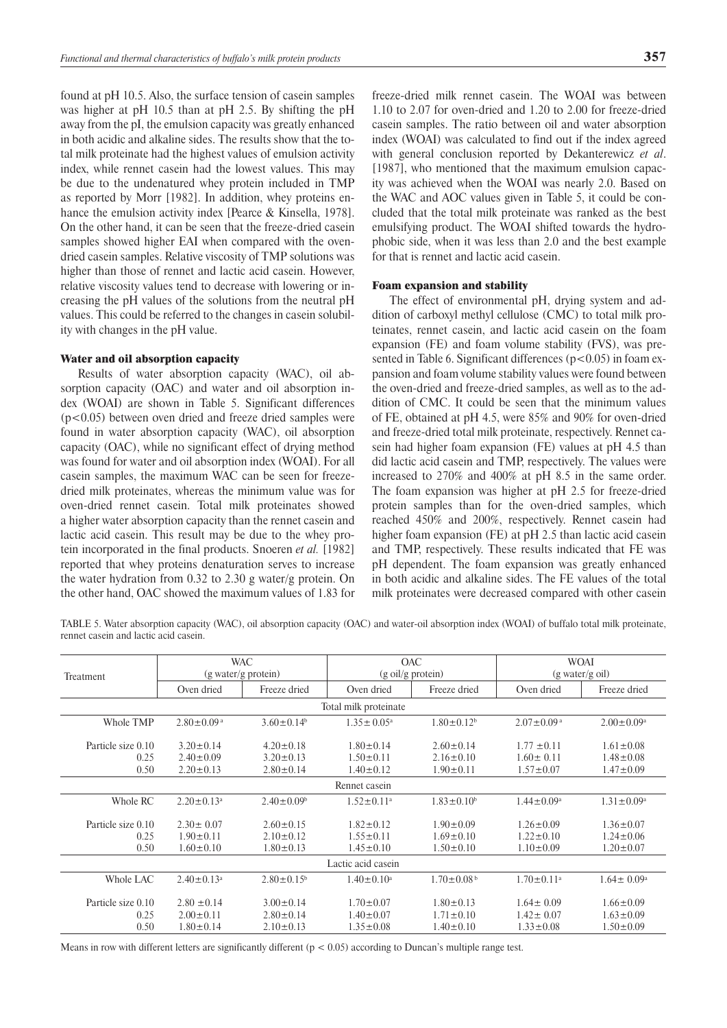found at pH 10.5. Also, the surface tension of casein samples was higher at pH 10.5 than at pH 2.5. By shifting the pH away from the pI, the emulsion capacity was greatly enhanced in both acidic and alkaline sides. The results show that the total milk proteinate had the highest values of emulsion activity index, while rennet casein had the lowest values. This may be due to the undenatured whey protein included in TMP as reported by Morr [1982]. In addition, whey proteins enhance the emulsion activity index [Pearce & Kinsella, 1978]. On the other hand, it can be seen that the freeze-dried casein samples showed higher EAI when compared with the oven-dried casein samples. Relative viscosity of TMP solutions was higher than those of rennet and lactic acid casein. However, relative viscosity values tend to decrease with lowering or increasing the pH values of the solutions from the neutral pH values. This could be referred to the changes in casein solubility with changes in the pH value.

### Water and oil absorption capacity

Results of water absorption capacity (WAC), oil absorption capacity (OAC) and water and oil absorption index (WOAI) are shown in Table 5. Significant differences ($p<0.05$) between oven dried and freeze dried samples were found in water absorption capacity (WAC), oil absorption capacity (OAC), while no significant effect of drying method was found for water and oil absorption index (WOAI). For all casein samples, the maximum WAC can be seen for freeze-dried milk proteinates, whereas the minimum value was for oven-dried rennet casein. Total milk proteinates showed a higher water absorption capacity than the rennet casein and lactic acid casein. This result may be due to the whey protein incorporated in the final products. Snoeren *et al.* [1982] reported that whey proteins denaturation serves to increase the water hydration from 0.32 to 2.30 g water/g protein. On the other hand, OAC showed the maximum values of 1.83 for freeze-dried milk rennet casein. The WOAI was between 1.10 to 2.07 for oven-dried and 1.20 to 2.00 for freeze-dried casein samples. The ratio between oil and water absorption index (WOAI) was calculated to find out if the index agreed with general conclusion reported by Dekanterewicz *et al*. [1987], who mentioned that the maximum emulsion capacity was achieved when the WOAI was nearly 2.0. Based on the WAC and AOC values given in Table 5, it could be concluded that the total milk proteinate was ranked as the best emulsifying product. The WOAI shifted towards the hydrophobic side, when it was less than 2.0 and the best example for that is rennet and lactic acid casein.

### Foam expansion and stability

The effect of environmental pH, drying system and addition of carboxyl methyl cellulose (CMC) to total milk proteinates, rennet casein, and lactic acid casein on the foam expansion (FE) and foam volume stability (FVS), was presented in Table 6. Significant differences ($p<0.05$) in foam expansion and foam volume stability values were found between the oven-dried and freeze-dried samples, as well as to the addition of CMC. It could be seen that the minimum values of FE, obtained at pH 4.5, were 85% and 90% for oven-dried and freeze-dried total milk proteinate, respectively. Rennet casein had higher foam expansion (FE) values at pH 4.5 than did lactic acid casein and TMP, respectively. The values were increased to 270% and 400% at pH 8.5 in the same order. The foam expansion was higher at pH 2.5 for freeze-dried protein samples than for the oven-dried samples, which reached 450% and 200%, respectively. Rennet casein had higher foam expansion (FE) at pH 2.5 than lactic acid casein and TMP, respectively. These results indicated that FE was pH dependent. The foam expansion was greatly enhanced in both acidic and alkaline sides. The FE values of the total milk proteinates were decreased compared with other casein

TABLE 5. Water absorption capacity (WAC), oil absorption capacity (OAC) and water-oil absorption index (WOAI) of buffalo total milk proteinate, rennet casein and lactic acid casein.

| Treatment | WAC (g water/g protein) | | OAC (g oil/g protein) | | WOAI (g water/g oil) | |
|---|---|---|---|---|---|---|
| | Oven dried | Freeze dried | Oven dried | Freeze dried | Oven dried | Freeze dried |
| **Total milk proteinate** | | | | | | |
| Whole TMP | $2.80\pm0.09^{a}$ | $3.60\pm0.14^{b}$ | $1.35\pm0.05^{a}$ | $1.80\pm0.12^{b}$ | $2.07\pm0.09^{a}$ | $2.00\pm0.09^{a}$ |
| Particle size 0.10 | $3.20\pm0.14$ | $4.20\pm0.18$ | $1.80\pm0.14$ | $2.60\pm0.14$ | $1.77\pm0.11$ | $1.61\pm0.08$ |
| 0.25 | $2.40\pm0.09$ | $3.20\pm0.13$ | $1.50\pm0.11$ | $2.16\pm0.10$ | $1.60\pm0.11$ | $1.48\pm0.08$ |
| 0.50 | $2.20\pm0.13$ | $2.80\pm0.14$ | $1.40\pm0.12$ | $1.90\pm0.11$ | $1.57\pm0.07$ | $1.47\pm0.09$ |
| **Rennet casein** | | | | | | |
| Whole RC | $2.20\pm0.13^{a}$ | $2.40\pm0.09^{b}$ | $1.52\pm0.11^{a}$ | $1.83\pm0.10^{b}$ | $1.44\pm0.09^{a}$ | $1.31\pm0.09^{a}$ |
| Particle size 0.10 | $2.30\pm0.07$ | $2.60\pm0.15$ | $1.82\pm0.12$ | $1.90\pm0.09$ | $1.26\pm0.09$ | $1.36\pm0.07$ |
| 0.25 | $1.90\pm0.11$ | $2.10\pm0.12$ | $1.55\pm0.11$ | $1.69\pm0.10$ | $1.22\pm0.10$ | $1.24\pm0.06$ |
| 0.50 | $1.60\pm0.10$ | $1.80\pm0.13$ | $1.45\pm0.10$ | $1.50\pm0.10$ | $1.10\pm0.09$ | $1.20\pm0.07$ |
| **Lactic acid casein** | | | | | | |
| Whole LAC | $2.40\pm0.13^{a}$ | $2.80\pm0.15^{b}$ | $1.40\pm0.10^{a}$ | $1.70\pm0.08^{b}$ | $1.70\pm0.11^{a}$ | $1.64\pm0.09^{a}$ |
| Particle size 0.10 | $2.80\pm0.14$ | $3.00\pm0.14$ | $1.70\pm0.07$ | $1.80\pm0.13$ | $1.64\pm0.09$ | $1.66\pm0.09$ |
| 0.25 | $2.00\pm0.11$ | $2.80\pm0.14$ | $1.40\pm0.07$ | $1.71\pm0.10$ | $1.42\pm0.07$ | $1.63\pm0.09$ |
| 0.50 | $1.80\pm0.14$ | $2.10\pm0.13$ | $1.35\pm0.08$ | $1.40\pm0.10$ | $1.33\pm0.08$ | $1.50\pm0.09$ |

Means in row with different letters are significantly different ($p<0.05$) according to Duncan's multiple range test.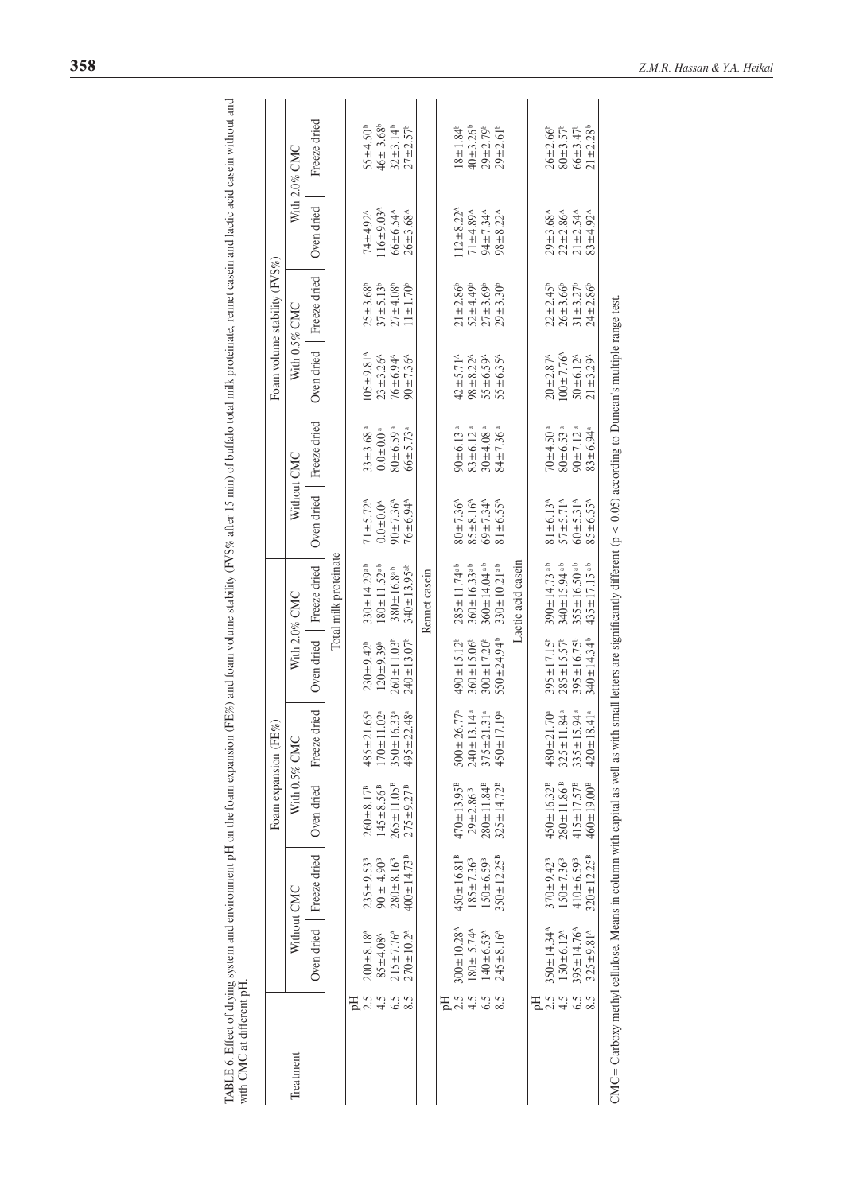TABLE 6. Effect of drying system and environment pH on the foam expansion (FE%) and foam volume stability (FVS% after 15 min) of buffalo total milk proteinate, rennet casein and lactic acid casein without and with CMC at different pH.

| Treatment | Foam expansion (FE%) | | | | | | Foam volume stability (FVS%) | | | | | |
|---|---|---|---|---|---|---|---|---|---|---|---|---|
| | Without CMC | | With 0.5% CMC | | With 2.0% CMC | | Without CMC | | With 0.5% CMC | | With 2.0% CMC | |
| | Oven dried | Freeze dried | Oven dried | Freeze dried | Oven dried | Freeze dried | Oven dried | Freeze dried | Oven dried | Freeze dried | Oven dried | Freeze dried |
| | | | | | Total milk proteinate | | | | | | | |
| pH | | | | | | | | | | | | |
| 2.5 | 200±8.18[A] | 235±9.53[B] | 260±8.17[B] | 485±21.65[a] | 230±9.42[b] | 330±14.29[a b] | 71±5.72[A] | 33±3.68[a] | 105±9.81[A] | 25±3.68[b] | 74±4.92[A] | 55±4.50[b] |
| 4.5 | 85±4.08[A] | 90± 4.90[B] | 145±8.56[B] | 170±11.02[a] | 120±9.39[b] | 180±11.52[a b] | 0.0±0.0[A] | 0.0±0.0[a] | 23±3.26[A] | 37±5.13[b] | 116±9.03[A] | 46± 3.68[b] |
| 6.5 | 215±7.76[A] | 280±8.16[B] | 265±11.05[B] | 350±16.33[a] | 260±11.03[b] | 380±16.8[a b] | 90±7.36[A] | 80±6.59[a] | 76±6.94[A] | 27±4.08[b] | 66±6.54[A] | 32±3.14[b] |
| 8.5 | 270±10.2[A] | 400±14.73[B] | 275±9.27[B] | 495±22.48[a] | 240±13.07[b] | 340±13.95[ab] | 76±6.94[A] | 66±5.73[a] | 90±7.36[A] | 11±1.70[b] | 26±3.68[A] | 27±2.57[b] |
| | | | | | Rennet casein | | | | | | | |
| pH | | | | | | | | | | | | |
| 2.5 | 300±10.28[A] | 450±16.81[B] | 470±13.95[B] | 500± 26.77[a] | 490±15.12[b] | 285±11.74[a b] | 80±7.36[A] | 90±6.13[a] | 42±5.71[A] | 21±2.86[b] | 112±8.22[A] | 18±1.84[b] |
| 4.5 | 180± 5.74[A] | 185±7.36[B] | 29±2.86[B] | 240±13.14[a] | 360±15.06[b] | 360±16.33[a b] | 85±8.16[A] | 83±6.12[a] | 98±8.22[A] | 52±4.49[b] | 71±4.89[A] | 40±3.26[b] |
| 6.5 | 140±6.53[A] | 150±6.59[B] | 280±11.84[B] | 375±21.31[a] | 300±17.20[b] | 360±14.04[a b] | 69±7.34[A] | 30±4.08[a] | 55±6.59[A] | 27±3.69[b] | 94±7.34[A] | 29±2.79[b] |
| 8.5 | 245±8.16[A] | 350±12.25[B] | 325±14.72[B] | 450±17.19[a] | 550±24.94[b] | 330±10.21[a b] | 81±6.55[A] | 84±7.36[a] | 55±6.35[A] | 29±3.30[b] | 98±8.22[A] | 29±2.61[b] |
| | | | | | Lactic acid casein | | | | | | | |
| pH | | | | | | | | | | | | |
| 2.5 | 350±14.34[A] | 370±9.42[B] | 450±16.32[B] | 480±21.70[a] | 395±17.15[b] | 390±14.73[a b] | 81±6.13[A] | 70±4.50[a] | 20±2.87[A] | 22±2.45[b] | 29±3.68[A] | 26±2.66[b] |
| 4.5 | 150±6.12[A] | 150±7.36[B] | 280±11.86[B] | 325±11.84[a] | 285±15.57[b] | 340±15.94[a b] | 57±5.71[A] | 80±6.53[a] | 100±7.76[A] | 26±3.66[b] | 22±2.86[A] | 80±3.57[b] |
| 6.5 | 395±14.76[A] | 410±6.59[B] | 415±17.57[B] | 335±15.94[a] | 395±16.75[b] | 355±16.50[a b] | 60±5.31[A] | 90±7.12[a] | 50±6.12[A] | 31±3.27[b] | 21±2.54[A] | 66±3.47[b] |
| 8.5 | 325±9.81[A] | 320±12.25[B] | 460±19.00[B] | 420±18.41[a] | 340±14.34[b] | 435±17.15[a b] | 85±6.55[A] | 83±6.94[a] | 21±3.29[A] | 24±2.86[b] | 83±4.92[A] | 21±2.28[b] |

CMC = Carboxy methyl cellulose. Means in column with capital as well as with small letters are significantly different ($p < 0.05$) according to Duncan's multiple range test.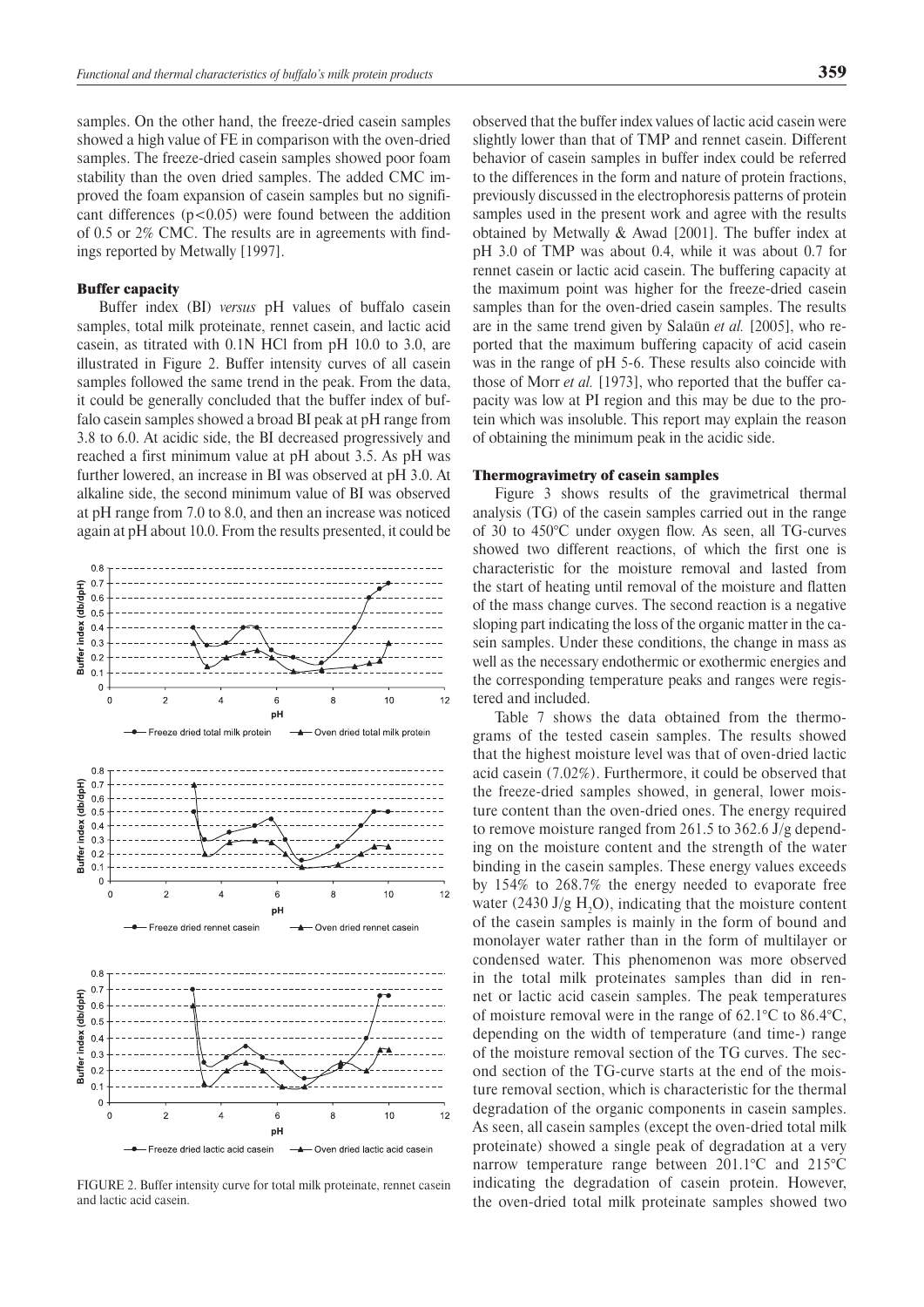samples. On the other hand, the freeze-dried casein samples showed a high value of FE in comparison with the oven-dried samples. The freeze-dried casein samples showed poor foam stability than the oven dried samples. The added CMC improved the foam expansion of casein samples but no significant differences ($p<0.05$) were found between the addition of 0.5 or 2% CMC. The results are in agreements with findings reported by Metwally [1997].

### Buffer capacity

Buffer index (BI) *versus* pH values of buffalo casein samples, total milk proteinate, rennet casein, and lactic acid casein, as titrated with 0.1N HCl from pH 10.0 to 3.0, are illustrated in Figure 2. Buffer intensity curves of all casein samples followed the same trend in the peak. From the data, it could be generally concluded that the buffer index of buffalo casein samples showed a broad BI peak at pH range from 3.8 to 6.0. At acidic side, the BI decreased progressively and reached a first minimum value at pH about 3.5. As pH was further lowered, an increase in BI was observed at pH 3.0. At alkaline side, the second minimum value of BI was observed at pH range from 7.0 to 8.0, and then an increase was noticed again at pH about 10.0. From the results presented, it could be observed that the buffer index values of lactic acid casein were slightly lower than that of TMP and rennet casein. Different behavior of casein samples in buffer index could be referred to the differences in the form and nature of protein fractions, previously discussed in the electrophoresis patterns of protein samples used in the present work and agree with the results obtained by Metwally & Awad [2001]. The buffer index at pH 3.0 of TMP was about 0.4, while it was about 0.7 for rennet casein or lactic acid casein. The buffering capacity at the maximum point was higher for the freeze-dried casein samples than for the oven-dried casein samples. The results are in the same trend given by Salaün *et al.* [2005], who reported that the maximum buffering capacity of acid casein was in the range of pH 5-6. These results also coincide with those of Morr *et al.* [1973], who reported that the buffer capacity was low at PI region and this may be due to the protein which was insoluble. This report may explain the reason of obtaining the minimum peak in the acidic side.

FIGURE 2. Buffer intensity curve for total milk proteinate, rennet casein and lactic acid casein.

### Thermogravimetry of casein samples

Figure 3 shows results of the gravimetrical thermal analysis (TG) of the casein samples carried out in the range of 30 to 450°C under oxygen flow. As seen, all TG-curves showed two different reactions, of which the first one is characteristic for the moisture removal and lasted from the start of heating until removal of the moisture and flatten of the mass change curves. The second reaction is a negative sloping part indicating the loss of the organic matter in the casein samples. Under these conditions, the change in mass as well as the necessary endothermic or exothermic energies and the corresponding temperature peaks and ranges were registered and included.

Table 7 shows the data obtained from the thermograms of the tested casein samples. The results showed that the highest moisture level was that of oven-dried lactic acid casein (7.02%). Furthermore, it could be observed that the freeze-dried samples showed, in general, lower moisture content than the oven-dried ones. The energy required to remove moisture ranged from 261.5 to 362.6 J/g depending on the moisture content and the strength of the water binding in the casein samples. These energy values exceeds by 154% to 268.7% the energy needed to evaporate free water (2430 J/g $H_2O$), indicating that the moisture content of the casein samples is mainly in the form of bound and monolayer water rather than in the form of multilayer or condensed water. This phenomenon was more observed in the total milk proteinates samples than did in rennet or lactic acid casein samples. The peak temperatures of moisture removal were in the range of 62.1°C to 86.4°C, depending on the width of temperature (and time-) range of the moisture removal section of the TG curves. The second section of the TG-curve starts at the end of the moisture removal section, which is characteristic for the thermal degradation of the organic components in casein samples. As seen, all casein samples (except the oven-dried total milk proteinate) showed a single peak of degradation at a very narrow temperature range between 201.1°C and 215°C indicating the degradation of casein protein. However, the oven-dried total milk proteinate samples showed two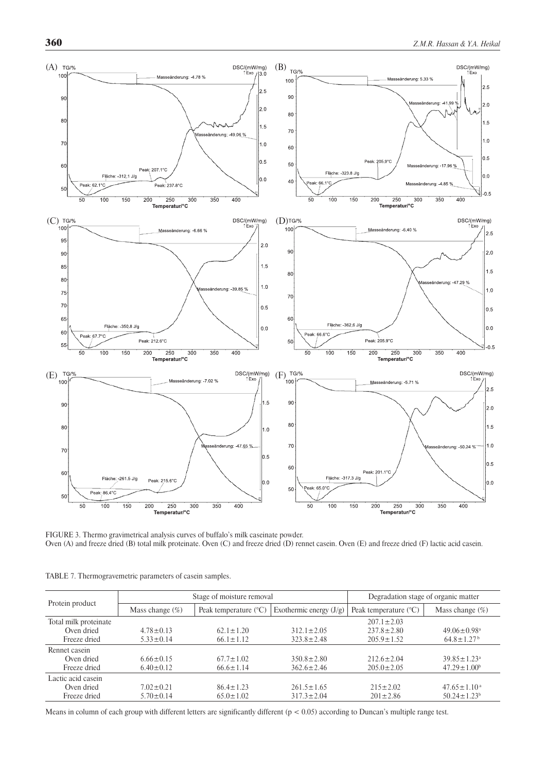FIGURE 3. Thermo gravimetrical analysis curves of buffalo's milk caseinate powder.
Oven (A) and freeze dried (B) total milk proteinate. Oven (C) and freeze dried (D) rennet casein. Oven (E) and freeze dried (F) lactic acid casein.

TABLE 7. Thermogravemetric parameters of casein samples.

| Protein product | Stage of moisture removal | | | Degradation stage of organic matter | |
|---|---|---|---|---|---|
| | Mass change (%) | Peak temperature (°C) | Exothermic energy (J/g) | Peak temperature (°C) | Mass change (%) |
| Total milk proteinate | | | | 207.1±2.03 | |
| Oven dried | 4.78±0.13 | 62.1±1.20 | 312.1±2.05 | 237.8±2.80 | 49.06±0.98[a] |
| Freeze dried | 5.33±0.14 | 66.1±1.12 | 323.8±2.48 | 205.9±1.52 | 64.8±1.27[b] |
| Rennet casein | | | | | |
| Oven dried | 6.66±0.15 | 67.7±1.02 | 350.8±2.80 | 212.6±2.04 | 39.85±1.23[a] |
| Freeze dried | 6.40±0.12 | 66.6±1.14 | 362.6±2.46 | 205.0±2.05 | 47.29±1.00[b] |
| Lactic acid casein | | | | | |
| Oven dried | 7.02±0.21 | 86.4±1.23 | 261.5±1.65 | 215±2.02 | 47.65±1.10[a] |
| Freeze dried | 5.70±0.14 | 65.0±1.02 | 317.3±2.04 | 201±2.86 | 50.24±1.23[b] |

Means in column of each group with different letters are significantly different ($p < 0.05$) according to Duncan's multiple range test.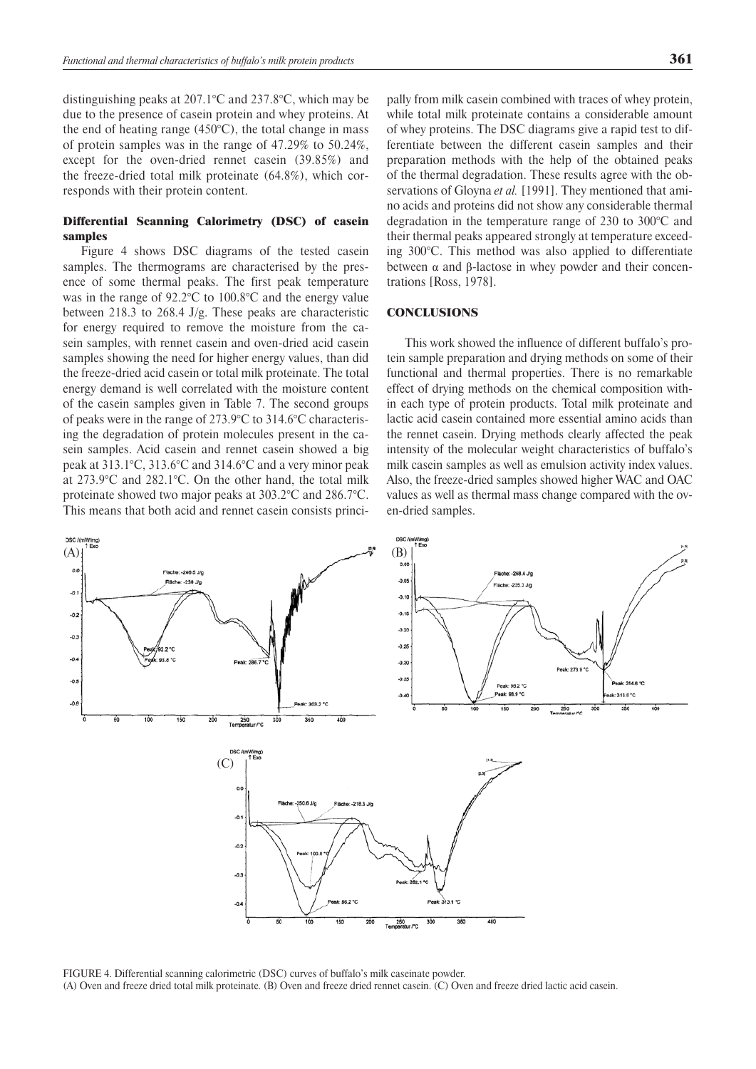distinguishing peaks at 207.1°C and 237.8°C, which may be due to the presence of casein protein and whey proteins. At the end of heating range (450°C), the total change in mass of protein samples was in the range of 47.29% to 50.24%, except for the oven-dried rennet casein (39.85%) and the freeze-dried total milk proteinate (64.8%), which corresponds with their protein content.

### Differential Scanning Calorimetry (DSC) of casein samples

Figure 4 shows DSC diagrams of the tested casein samples. The thermograms are characterised by the presence of some thermal peaks. The first peak temperature was in the range of 92.2°C to 100.8°C and the energy value between 218.3 to 268.4 J/g. These peaks are characteristic for energy required to remove the moisture from the casein samples, with rennet casein and oven-dried acid casein samples showing the need for higher energy values, than did the freeze-dried acid casein or total milk proteinate. The total energy demand is well correlated with the moisture content of the casein samples given in Table 7. The second groups of peaks were in the range of 273.9°C to 314.6°C characterising the degradation of protein molecules present in the casein samples. Acid casein and rennet casein showed a big peak at 313.1°C, 313.6°C and 314.6°C and a very minor peak at 273.9°C and 282.1°C. On the other hand, the total milk proteinate showed two major peaks at 303.2°C and 286.7°C. This means that both acid and rennet casein consists principally from milk casein combined with traces of whey protein, while total milk proteinate contains a considerable amount of whey proteins. The DSC diagrams give a rapid test to differentiate between the different casein samples and their preparation methods with the help of the obtained peaks of the thermal degradation. These results agree with the observations of Gloyna *et al.* [1991]. They mentioned that amino acids and proteins did not show any considerable thermal degradation in the temperature range of 230 to 300°C and their thermal peaks appeared strongly at temperature exceeding 300°C. This method was also applied to differentiate between α and β-lactose in whey powder and their concentrations [Ross, 1978].

## CONCLUSIONS

This work showed the influence of different buffalo's protein sample preparation and drying methods on some of their functional and thermal properties. There is no remarkable effect of drying methods on the chemical composition within each type of protein products. Total milk proteinate and lactic acid casein contained more essential amino acids than the rennet casein. Drying methods clearly affected the peak intensity of the molecular weight characteristics of buffalo's milk casein samples as well as emulsion activity index values. Also, the freeze-dried samples showed higher WAC and OAC values as well as thermal mass change compared with the oven-dried samples.

FIGURE 4. Differential scanning calorimetric (DSC) curves of buffalo's milk caseinate powder.
(A) Oven and freeze dried total milk proteinate. (B) Oven and freeze dried rennet casein. (C) Oven and freeze dried lactic acid casein.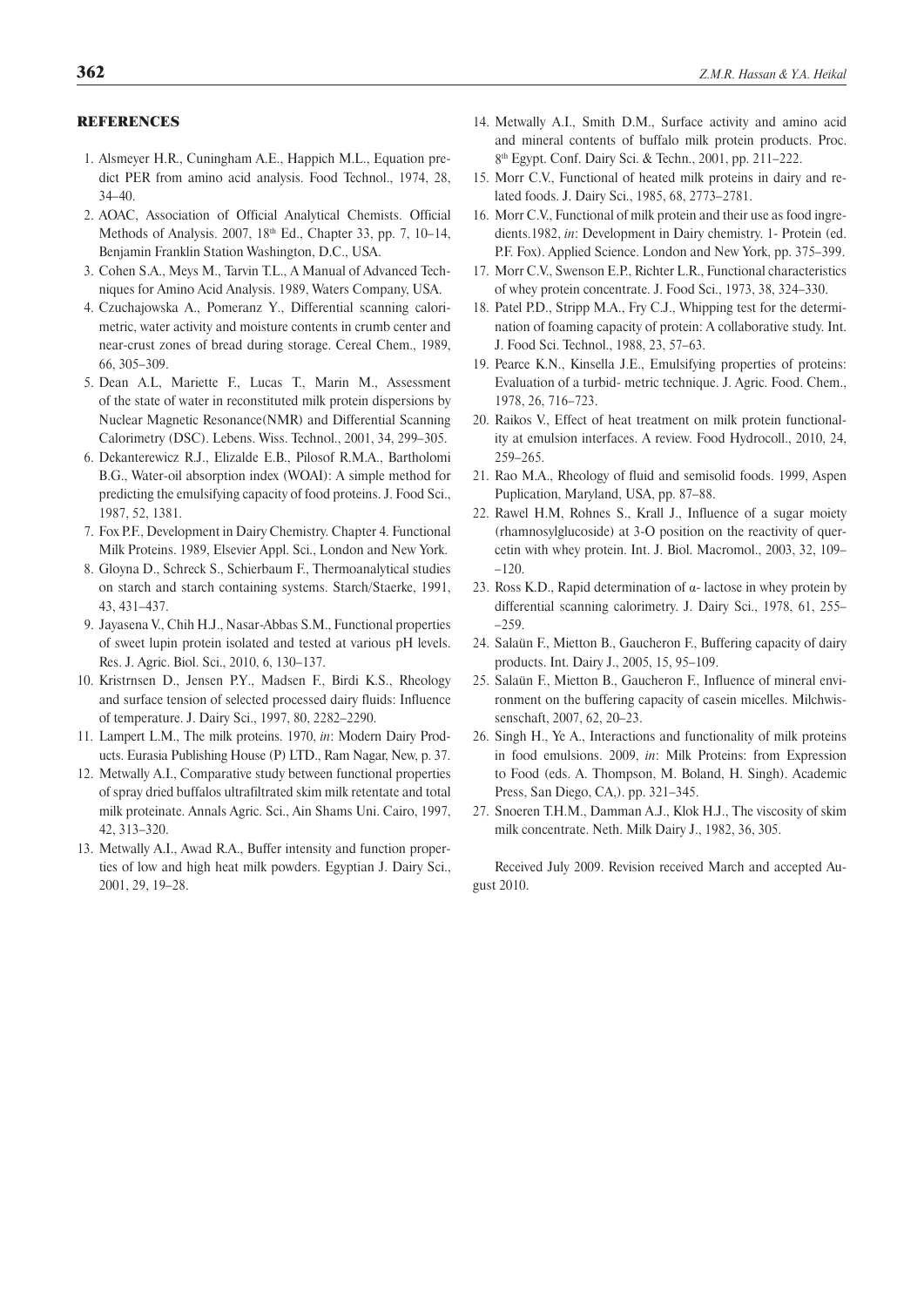## REFERENCES

1. Alsmeyer H.R., Cuningham A.E., Happich M.L., Equation predict PER from amino acid analysis. Food Technol., 1974, 28, 34–40.
2. AOAC, Association of Official Analytical Chemists. Official Methods of Analysis. 2007, 18th Ed., Chapter 33, pp. 7, 10–14, Benjamin Franklin Station Washington, D.C., USA.
3. Cohen S.A., Meys M., Tarvin T.L., A Manual of Advanced Techniques for Amino Acid Analysis. 1989, Waters Company, USA.
4. Czuchajowska A., Pomeranz Y., Differential scanning calorimetric, water activity and moisture contents in crumb center and near-crust zones of bread during storage. Cereal Chem., 1989, 66, 305–309.
5. Dean A.L, Mariette F., Lucas T., Marin M., Assessment of the state of water in reconstituted milk protein dispersions by Nuclear Magnetic Resonance(NMR) and Differential Scanning Calorimetry (DSC). Lebens. Wiss. Technol., 2001, 34, 299–305.
6. Dekanterewicz R.J., Elizalde E.B., Pilosof R.M.A., Bartholomi B.G., Water-oil absorption index (WOAI): A simple method for predicting the emulsifying capacity of food proteins. J. Food Sci., 1987, 52, 1381.
7. Fox P.F., Development in Dairy Chemistry. Chapter 4. Functional Milk Proteins. 1989, Elsevier Appl. Sci., London and New York.
8. Gloyna D., Schreck S., Schierbaum F., Thermoanalytical studies on starch and starch containing systems. Starch/Staerke, 1991, 43, 431–437.
9. Jayasena V., Chih H.J., Nasar-Abbas S.M., Functional properties of sweet lupin protein isolated and tested at various pH levels. Res. J. Agric. Biol. Sci., 2010, 6, 130–137.
10. Kristrnsen D., Jensen P.Y., Madsen F., Birdi K.S., Rheology and surface tension of selected processed dairy fluids: Influence of temperature. J. Dairy Sci., 1997, 80, 2282–2290.
11. Lampert L.M., The milk proteins. 1970, *in*: Modern Dairy Products. Eurasia Publishing House (P) LTD., Ram Nagar, New, p. 37.
12. Metwally A.I., Comparative study between functional properties of spray dried buffalos ultrafiltrated skim milk retentate and total milk proteinate. Annals Agric. Sci., Ain Shams Uni. Cairo, 1997, 42, 313–320.
13. Metwally A.I., Awad R.A., Buffer intensity and function properties of low and high heat milk powders. Egyptian J. Dairy Sci., 2001, 29, 19–28.
14. Metwally A.I., Smith D.M., Surface activity and amino acid and mineral contents of buffalo milk protein products. Proc. 8th Egypt. Conf. Dairy Sci. & Techn., 2001, pp. 211–222.
15. Morr C.V., Functional of heated milk proteins in dairy and related foods. J. Dairy Sci., 1985, 68, 2773–2781.
16. Morr C.V., Functional of milk protein and their use as food ingredients.1982, *in*: Development in Dairy chemistry. 1- Protein (ed. P.F. Fox). Applied Science. London and New York, pp. 375–399.
17. Morr C.V., Swenson E.P., Richter L.R., Functional characteristics of whey protein concentrate. J. Food Sci., 1973, 38, 324–330.
18. Patel P.D., Stripp M.A., Fry C.J., Whipping test for the determination of foaming capacity of protein: A collaborative study. Int. J. Food Sci. Technol., 1988, 23, 57–63.
19. Pearce K.N., Kinsella J.E., Emulsifying properties of proteins: Evaluation of a turbid- metric technique. J. Agric. Food. Chem., 1978, 26, 716–723.
20. Raikos V., Effect of heat treatment on milk protein functionality at emulsion interfaces. A review. Food Hydrocoll., 2010, 24, 259–265.
21. Rao M.A., Rheology of fluid and semisolid foods. 1999, Aspen Puplication, Maryland, USA, pp. 87–88.
22. Rawel H.M, Rohnes S., Krall J., Influence of a sugar moiety (rhamnosylglucoside) at 3-O position on the reactivity of quercetin with whey protein. Int. J. Biol. Macromol., 2003, 32, 109–120.
23. Ross K.D., Rapid determination of α- lactose in whey protein by differential scanning calorimetry. J. Dairy Sci., 1978, 61, 255–259.
24. Salaün F., Mietton B., Gaucheron F., Buffering capacity of dairy products. Int. Dairy J., 2005, 15, 95–109.
25. Salaün F., Mietton B., Gaucheron F., Influence of mineral environment on the buffering capacity of casein micelles. Milchwissenschaft, 2007, 62, 20–23.
26. Singh H., Ye A., Interactions and functionality of milk proteins in food emulsions. 2009, *in*: Milk Proteins: from Expression to Food (eds. A. Thompson, M. Boland, H. Singh). Academic Press, San Diego, CA,). pp. 321–345.
27. Snoeren T.H.M., Damman A.J., Klok H.J., The viscosity of skim milk concentrate. Neth. Milk Dairy J., 1982, 36, 305.

Received July 2009. Revision received March and accepted August 2010.